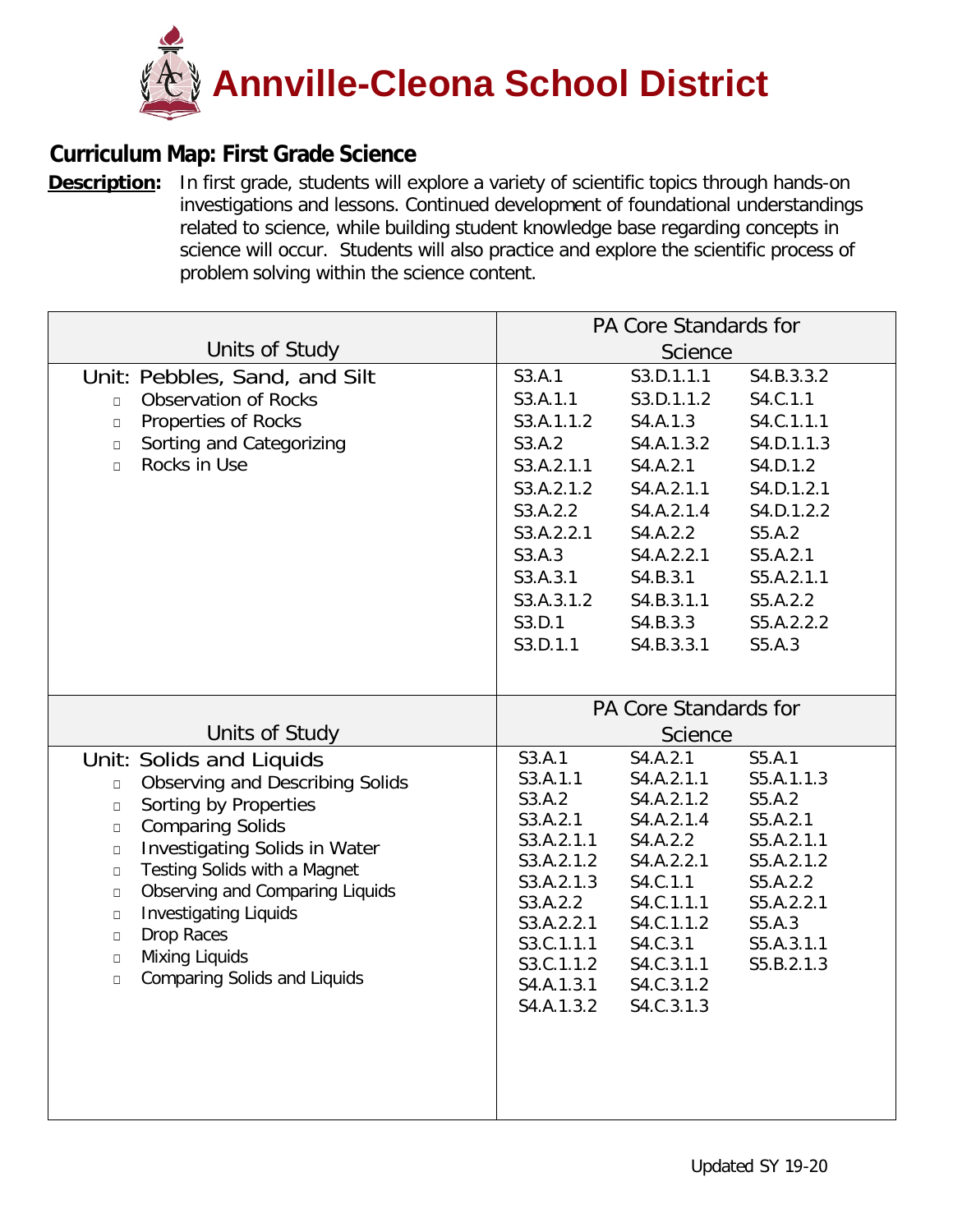# Annville-Cleona School District

## Curriculum Map: First Grade Science

**Description:** In first grade, students will explore a variety of scientific topics through hands-on investigations and lessons. Continued development of foundational understandings related to science, while building student knowledge base regarding concepts in science will occur. Students will also practice and explore the scientific process of problem solving within the science content.

| Units of Study | PA Core Standards for Science | | |
|---|---|---|---|
| **Unit: Pebbles, Sand, and Silt**<br>- Observation of Rocks<br>- Properties of Rocks<br>- Sorting and Categorizing<br>- Rocks in Use | S3.A.1<br>S3.A.1.1<br>S3.A.1.1.2<br>S3.A.2<br>S3.A.2.1.1<br>S3.A.2.1.2<br>S3.A.2.2<br>S3.A.2.2.1<br>S3.A.3<br>S3.A.3.1<br>S3.A.3.1.2<br>S3.D.1<br>S3.D.1.1 | S3.D.1.1.1<br>S3.D.1.1.2<br>S4.A.1.3<br>S4.A.1.3.2<br>S4.A.2.1<br>S4.A.2.1.1<br>S4.A.2.1.4<br>S4.A.2.2<br>S4.A.2.2.1<br>S4.B.3.1<br>S4.B.3.1.1<br>S4.B.3.3<br>S4.B.3.3.1 | S4.B.3.3.2<br>S4.C.1.1<br>S4.C.1.1.1<br>S4.D.1.1.3<br>S4.D.1.2<br>S4.D.1.2.1<br>S4.D.1.2.2<br>S5.A.2<br>S5.A.2.1<br>S5.A.2.1.1<br>S5.A.2.2<br>S5.A.2.2.2<br>S5.A.3 |

| Units of Study | PA Core Standards for Science | | |
|---|---|---|---|
| **Unit: Solids and Liquids**<br>- Observing and Describing Solids<br>- Sorting by Properties<br>- Comparing Solids<br>- Investigating Solids in Water<br>- Testing Solids with a Magnet<br>- Observing and Comparing Liquids<br>- Investigating Liquids<br>- Drop Races<br>- Mixing Liquids<br>- Comparing Solids and Liquids | S3.A.1<br>S3.A.1.1<br>S3.A.2<br>S3.A.2.1<br>S3.A.2.1.1<br>S3.A.2.1.2<br>S3.A.2.1.3<br>S3.A.2.2<br>S3.A.2.2.1<br>S3.C.1.1.1<br>S3.C.1.1.2<br>S4.A.1.3.1<br>S4.A.1.3.2 | S4.A.2.1<br>S4.A.2.1.1<br>S4.A.2.1.2<br>S4.A.2.1.4<br>S4.A.2.2<br>S4.A.2.2.1<br>S4.C.1.1<br>S4.C.1.1.1<br>S4.C.1.1.2<br>S4.C.3.1<br>S4.C.3.1.1<br>S4.C.3.1.2<br>S4.C.3.1.3 | S5.A.1<br>S5.A.1.1.3<br>S5.A.2<br>S5.A.2.1<br>S5.A.2.1.1<br>S5.A.2.1.2<br>S5.A.2.2<br>S5.A.2.2.1<br>S5.A.3<br>S5.A.3.1.1<br>S5.B.2.1.3 |

Updated SY 19-20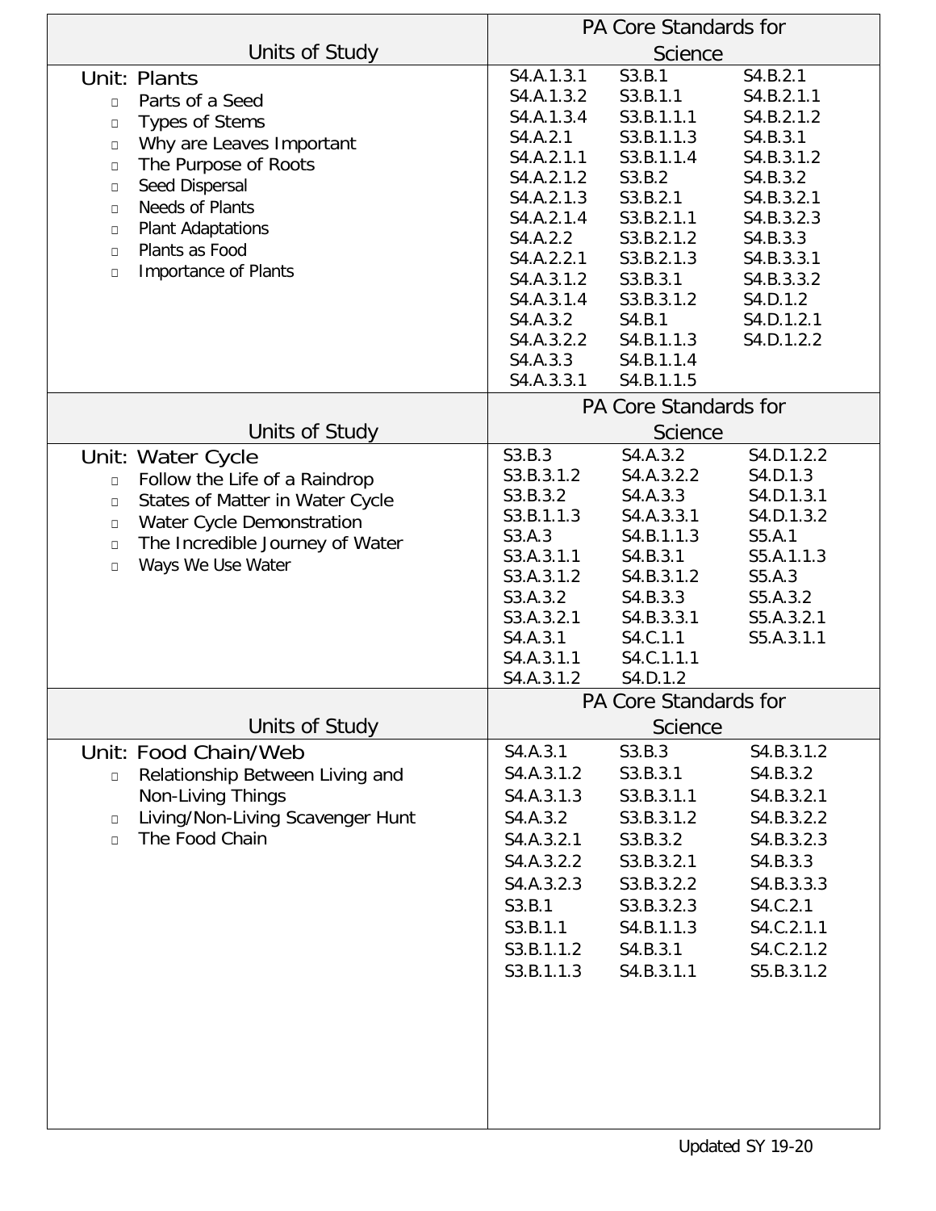| Units of Study | PA Core Standards for Science | | |
|---|---|---|---|
| **Unit: Plants**<br>- Parts of a Seed<br>- Types of Stems<br>- Why are Leaves Important<br>- The Purpose of Roots<br>- Seed Dispersal<br>- Needs of Plants<br>- Plant Adaptations<br>- Plants as Food<br>- Importance of Plants | S4.A.1.3.1<br>S4.A.1.3.2<br>S4.A.1.3.4<br>S4.A.2.1<br>S4.A.2.1.1<br>S4.A.2.1.2<br>S4.A.2.1.3<br>S4.A.2.1.4<br>S4.A.2.2<br>S4.A.2.2.1<br>S4.A.3.1.2<br>S4.A.3.1.4<br>S4.A.3.2<br>S4.A.3.2.2<br>S4.A.3.3<br>S4.A.3.3.1 | S3.B.1<br>S3.B.1.1<br>S3.B.1.1.1<br>S3.B.1.1.3<br>S3.B.1.1.4<br>S3.B.2<br>S3.B.2.1<br>S3.B.2.1.1<br>S3.B.2.1.2<br>S3.B.2.1.3<br>S3.B.3.1<br>S3.B.3.1.2<br>S4.B.1<br>S4.B.1.1.3<br>S4.B.1.1.4<br>S4.B.1.1.5 | S4.B.2.1<br>S4.B.2.1.1<br>S4.B.2.1.2<br>S4.B.3.1<br>S4.B.3.1.2<br>S4.B.3.2<br>S4.B.3.2.1<br>S4.B.3.2.3<br>S4.B.3.3<br>S4.B.3.3.1<br>S4.B.3.3.2<br>S4.D.1.2<br>S4.D.1.2.1<br>S4.D.1.2.2 |

| Units of Study | PA Core Standards for Science | | |
|---|---|---|---|
| **Unit: Water Cycle**<br>- Follow the Life of a Raindrop<br>- States of Matter in Water Cycle<br>- Water Cycle Demonstration<br>- The Incredible Journey of Water<br>- Ways We Use Water | S3.B.3<br>S3.B.3.1.2<br>S3.B.3.2<br>S3.B.1.1.3<br>S3.A.3<br>S3.A.3.1.1<br>S3.A.3.1.2<br>S3.A.3.2<br>S3.A.3.2.1<br>S4.A.3.1<br>S4.A.3.1.1<br>S4.A.3.1.2 | S4.A.3.2<br>S4.A.3.2.2<br>S4.A.3.3<br>S4.A.3.3.1<br>S4.B.1.1.3<br>S4.B.3.1<br>S4.B.3.1.2<br>S4.B.3.3<br>S4.B.3.3.1<br>S4.C.1.1<br>S4.C.1.1.1<br>S4.D.1.2 | S4.D.1.2.2<br>S4.D.1.3<br>S4.D.1.3.1<br>S4.D.1.3.2<br>S5.A.1<br>S5.A.1.1.3<br>S5.A.3<br>S5.A.3.2<br>S5.A.3.2.1<br>S5.A.3.1.1 |

| Units of Study | PA Core Standards for Science | | |
|---|---|---|---|
| **Unit: Food Chain/Web**<br>- Relationship Between Living and Non-Living Things<br>- Living/Non-Living Scavenger Hunt<br>- The Food Chain | S4.A.3.1<br>S4.A.3.1.2<br>S4.A.3.1.3<br>S4.A.3.2<br>S4.A.3.2.1<br>S4.A.3.2.2<br>S4.A.3.2.3<br>S3.B.1<br>S3.B.1.1<br>S3.B.1.1.2<br>S3.B.1.1.3 | S3.B.3<br>S3.B.3.1<br>S3.B.3.1.1<br>S3.B.3.1.2<br>S3.B.3.2<br>S3.B.3.2.1<br>S3.B.3.2.2<br>S3.B.3.2.3<br>S4.B.1.1.3<br>S4.B.3.1<br>S4.B.3.1.1 | S4.B.3.1.2<br>S4.B.3.2<br>S4.B.3.2.1<br>S4.B.3.2.2<br>S4.B.3.2.3<br>S4.B.3.3<br>S4.B.3.3.3<br>S4.C.2.1<br>S4.C.2.1.1<br>S4.C.2.1.2<br>S5.B.3.1.2 |

Updated SY 19-20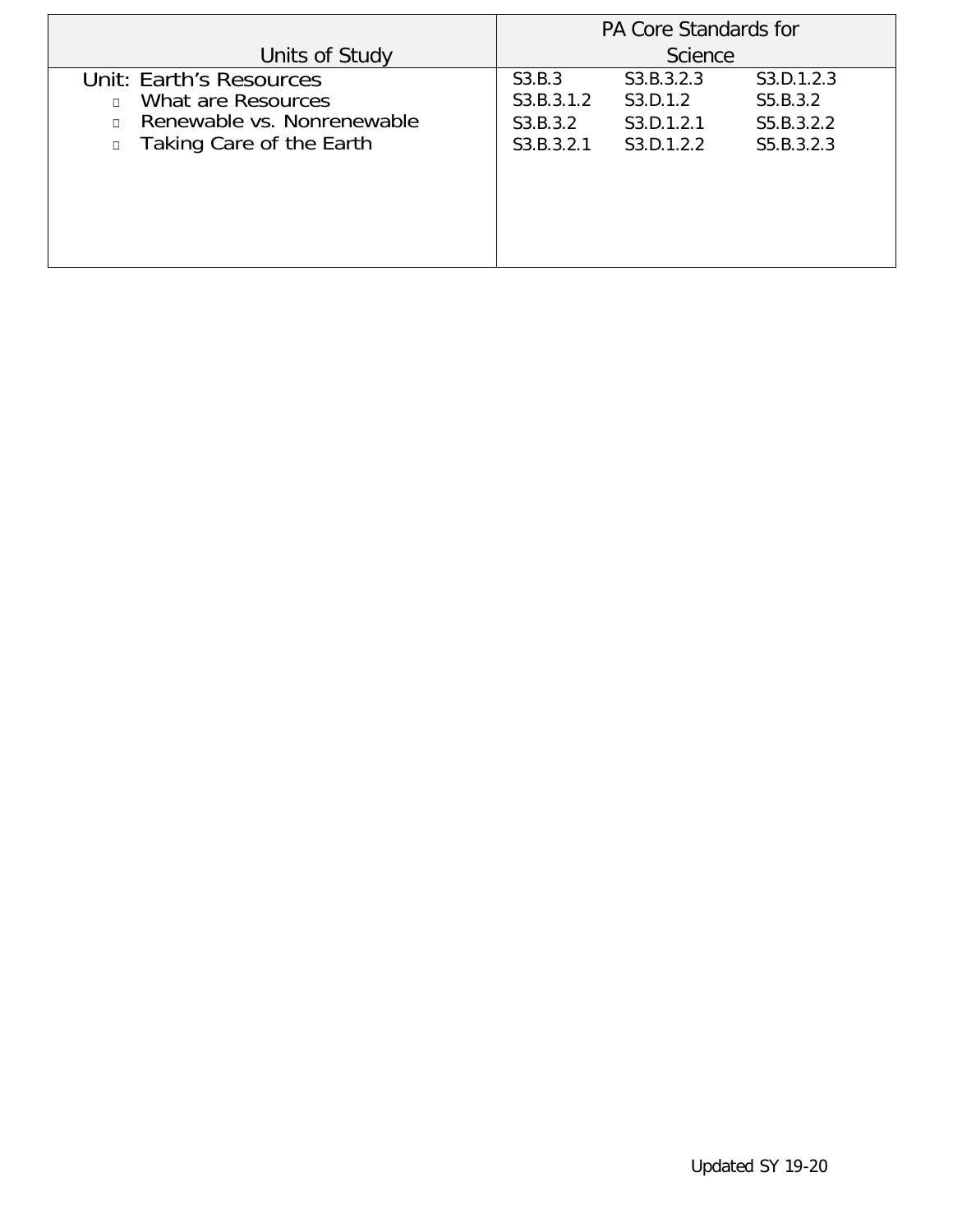| Units of Study | PA Core Standards for Science | | |
|---|---|---|---|
| Unit: Earth's Resources<br>- What are Resources<br>- Renewable vs. Nonrenewable<br>- Taking Care of the Earth | S3.B.3<br>S3.B.3.1.2<br>S3.B.3.2<br>S3.B.3.2.1 | S3.B.3.2.3<br>S3.D.1.2<br>S3.D.1.2.1<br>S3.D.1.2.2 | S3.D.1.2.3<br>S5.B.3.2<br>S5.B.3.2.2<br>S5.B.3.2.3 |

Updated SY 19-20